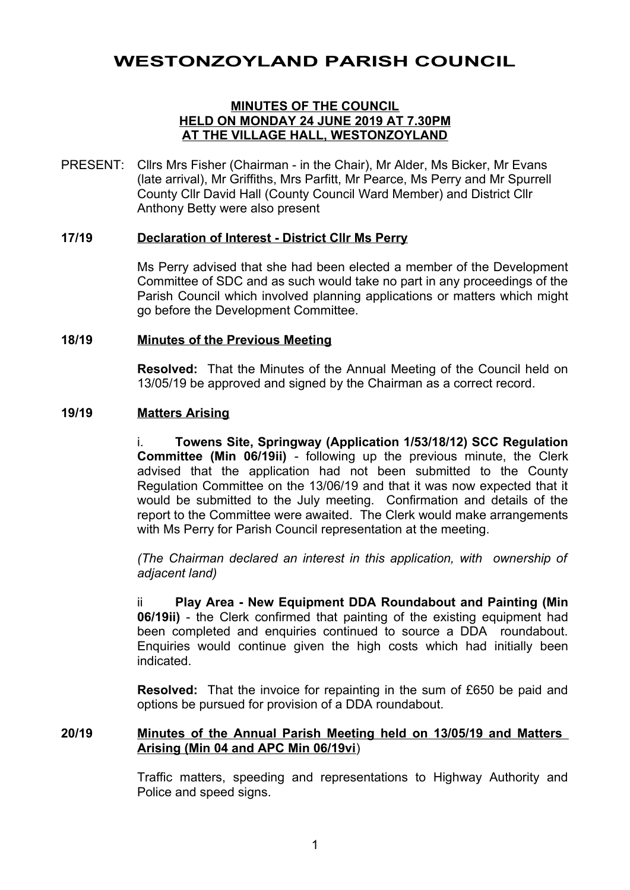# WESTONZOYLAND PARISH COUNCIL

**MINUTES OF THE COUNCIL**
**HELD ON MONDAY 24 JUNE 2019 AT 7.30PM**
**AT THE VILLAGE HALL, WESTONZOYLAND**

PRESENT: Cllrs Mrs Fisher (Chairman - in the Chair), Mr Alder, Ms Bicker, Mr Evans (late arrival), Mr Griffiths, Mrs Parfitt, Mr Pearce, Ms Perry and Mr Spurrell County Cllr David Hall (County Council Ward Member) and District Cllr Anthony Betty were also present

**17/19 Declaration of Interest - District Cllr Ms Perry**

Ms Perry advised that she had been elected a member of the Development Committee of SDC and as such would take no part in any proceedings of the Parish Council which involved planning applications or matters which might go before the Development Committee.

**18/19 Minutes of the Previous Meeting**

**Resolved:** That the Minutes of the Annual Meeting of the Council held on 13/05/19 be approved and signed by the Chairman as a correct record.

**19/19 Matters Arising**

i. **Towens Site, Springway (Application 1/53/18/12) SCC Regulation Committee (Min 06/19ii)** - following up the previous minute, the Clerk advised that the application had not been submitted to the County Regulation Committee on the 13/06/19 and that it was now expected that it would be submitted to the July meeting. Confirmation and details of the report to the Committee were awaited. The Clerk would make arrangements with Ms Perry for Parish Council representation at the meeting.

*(The Chairman declared an interest in this application, with ownership of adjacent land)*

ii **Play Area - New Equipment DDA Roundabout and Painting (Min 06/19ii)** - the Clerk confirmed that painting of the existing equipment had been completed and enquiries continued to source a DDA roundabout. Enquiries would continue given the high costs which had initially been indicated.

**Resolved:** That the invoice for repainting in the sum of £650 be paid and options be pursued for provision of a DDA roundabout.

**20/19 Minutes of the Annual Parish Meeting held on 13/05/19 and Matters Arising (Min 04 and APC Min 06/19vi)**

Traffic matters, speeding and representations to Highway Authority and Police and speed signs.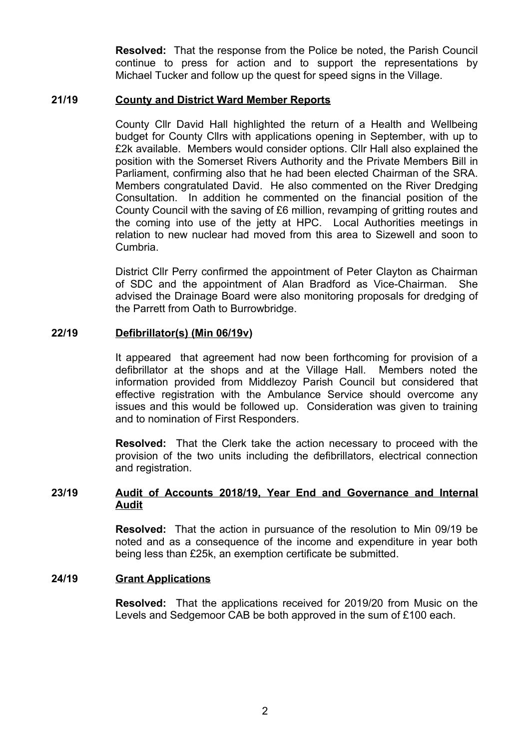**Resolved:** That the response from the Police be noted, the Parish Council continue to press for action and to support the representations by Michael Tucker and follow up the quest for speed signs in the Village.

**21/19 County and District Ward Member Reports**

County Cllr David Hall highlighted the return of a Health and Wellbeing budget for County Cllrs with applications opening in September, with up to £2k available. Members would consider options. Cllr Hall also explained the position with the Somerset Rivers Authority and the Private Members Bill in Parliament, confirming also that he had been elected Chairman of the SRA. Members congratulated David. He also commented on the River Dredging Consultation. In addition he commented on the financial position of the County Council with the saving of £6 million, revamping of gritting routes and the coming into use of the jetty at HPC. Local Authorities meetings in relation to new nuclear had moved from this area to Sizewell and soon to Cumbria.

District Cllr Perry confirmed the appointment of Peter Clayton as Chairman of SDC and the appointment of Alan Bradford as Vice-Chairman. She advised the Drainage Board were also monitoring proposals for dredging of the Parrett from Oath to Burrowbridge.

**22/19 Defibrillator(s) (Min 06/19v)**

It appeared that agreement had now been forthcoming for provision of a defibrillator at the shops and at the Village Hall. Members noted the information provided from Middlezoy Parish Council but considered that effective registration with the Ambulance Service should overcome any issues and this would be followed up. Consideration was given to training and to nomination of First Responders.

**Resolved:** That the Clerk take the action necessary to proceed with the provision of the two units including the defibrillators, electrical connection and registration.

**23/19 Audit of Accounts 2018/19, Year End and Governance and Internal Audit**

**Resolved:** That the action in pursuance of the resolution to Min 09/19 be noted and as a consequence of the income and expenditure in year both being less than £25k, an exemption certificate be submitted.

**24/19 Grant Applications**

**Resolved:** That the applications received for 2019/20 from Music on the Levels and Sedgemoor CAB be both approved in the sum of £100 each.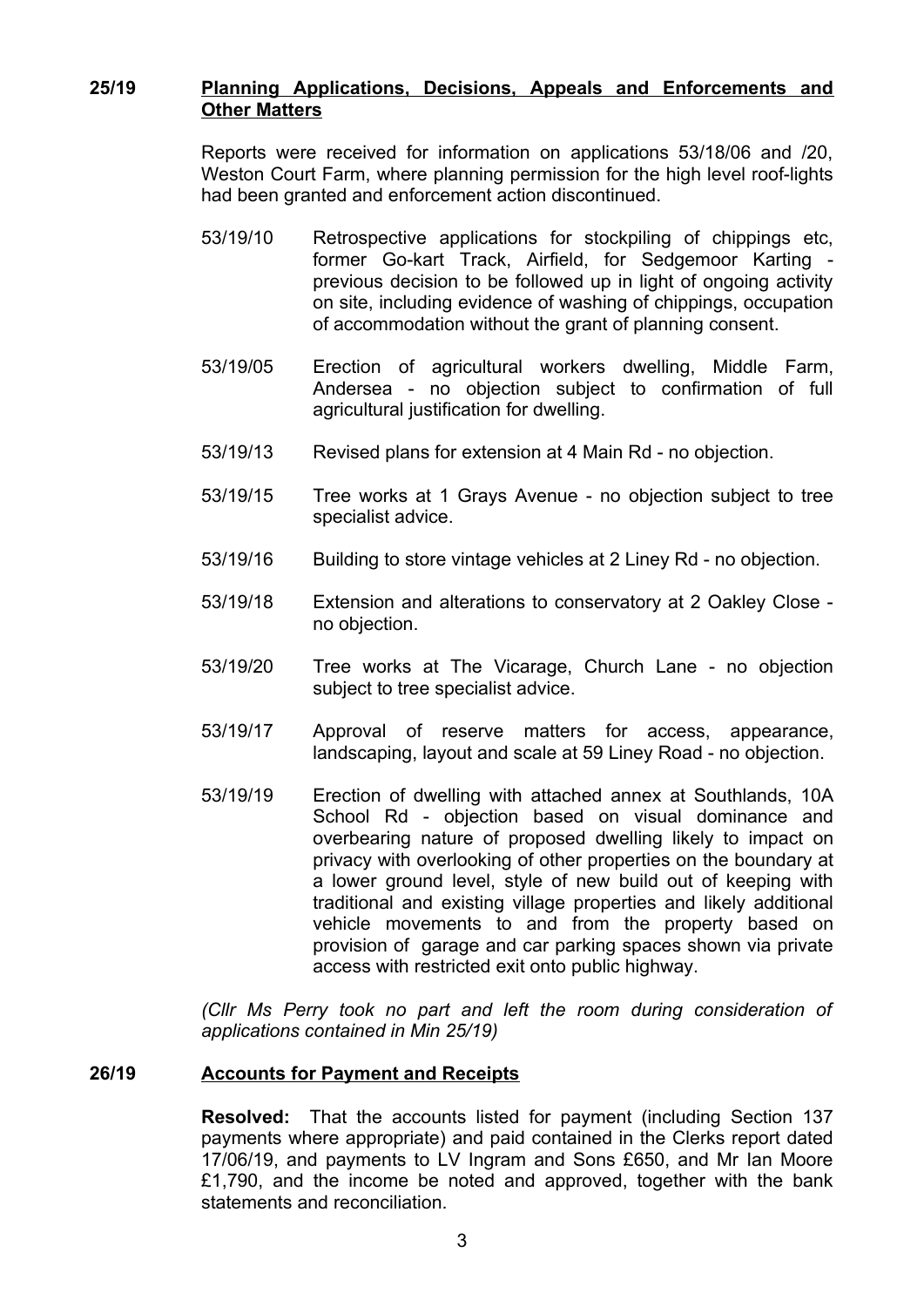**25/19** **<u>Planning Applications, Decisions, Appeals and Enforcements and Other Matters</u>**

Reports were received for information on applications 53/18/06 and /20, Weston Court Farm, where planning permission for the high level roof-lights had been granted and enforcement action discontinued.

53/19/10 Retrospective applications for stockpiling of chippings etc, former Go-kart Track, Airfield, for Sedgemoor Karting - previous decision to be followed up in light of ongoing activity on site, including evidence of washing of chippings, occupation of accommodation without the grant of planning consent.

53/19/05 Erection of agricultural workers dwelling, Middle Farm, Andersea - no objection subject to confirmation of full agricultural justification for dwelling.

53/19/13 Revised plans for extension at 4 Main Rd - no objection.

53/19/15 Tree works at 1 Grays Avenue - no objection subject to tree specialist advice.

53/19/16 Building to store vintage vehicles at 2 Liney Rd - no objection.

53/19/18 Extension and alterations to conservatory at 2 Oakley Close - no objection.

53/19/20 Tree works at The Vicarage, Church Lane - no objection subject to tree specialist advice.

53/19/17 Approval of reserve matters for access, appearance, landscaping, layout and scale at 59 Liney Road - no objection.

53/19/19 Erection of dwelling with attached annex at Southlands, 10A School Rd - objection based on visual dominance and overbearing nature of proposed dwelling likely to impact on privacy with overlooking of other properties on the boundary at a lower ground level, style of new build out of keeping with traditional and existing village properties and likely additional vehicle movements to and from the property based on provision of garage and car parking spaces shown via private access with restricted exit onto public highway.

*(Cllr Ms Perry took no part and left the room during consideration of applications contained in Min 25/19)*

**26/19** **<u>Accounts for Payment and Receipts</u>**

**Resolved:** That the accounts listed for payment (including Section 137 payments where appropriate) and paid contained in the Clerks report dated 17/06/19, and payments to LV Ingram and Sons £650, and Mr Ian Moore £1,790, and the income be noted and approved, together with the bank statements and reconciliation.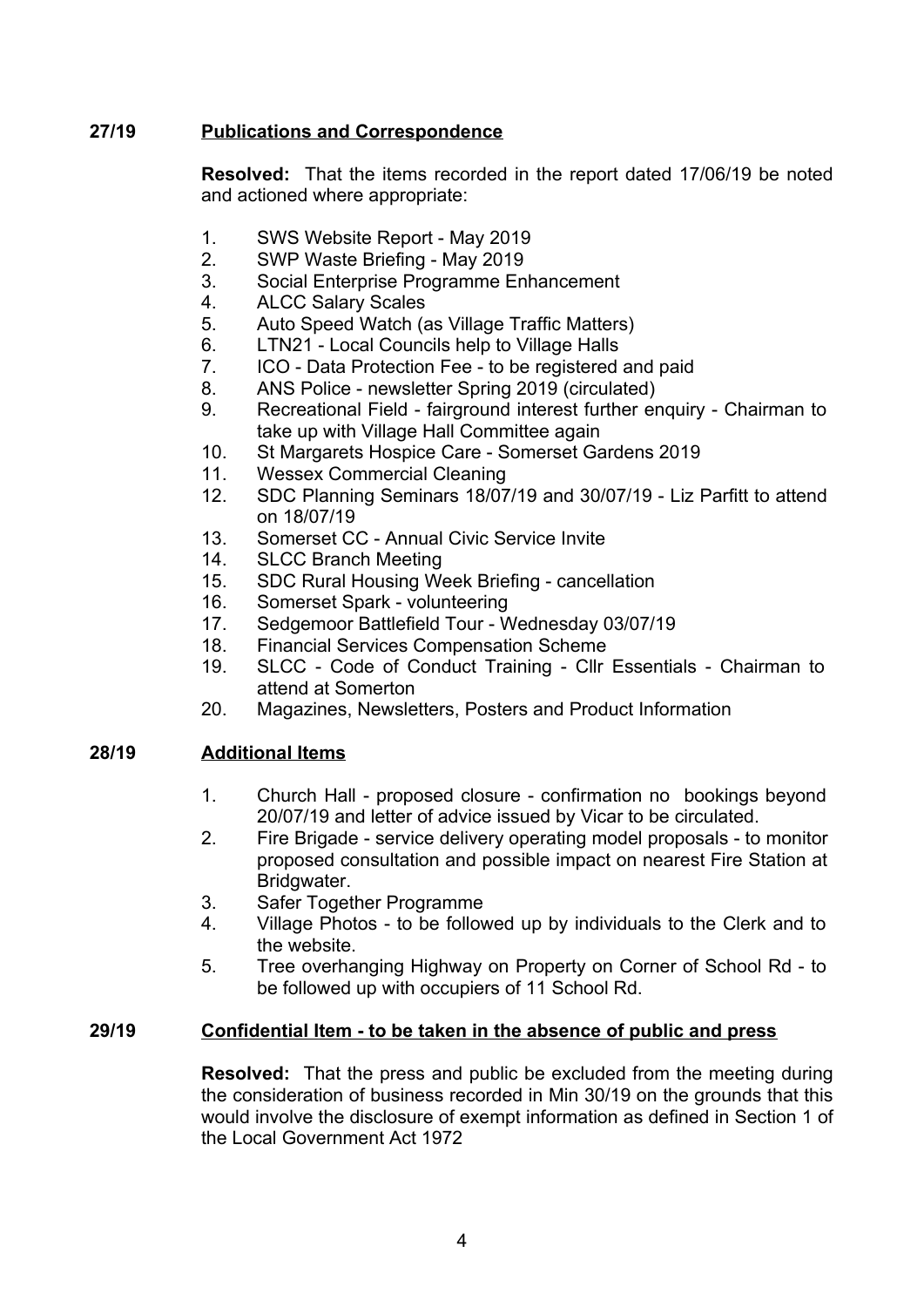**27/19 Publications and Correspondence**

**Resolved:** That the items recorded in the report dated 17/06/19 be noted and actioned where appropriate:

1. SWS Website Report - May 2019
2. SWP Waste Briefing - May 2019
3. Social Enterprise Programme Enhancement
4. ALCC Salary Scales
5. Auto Speed Watch (as Village Traffic Matters)
6. LTN21 - Local Councils help to Village Halls
7. ICO - Data Protection Fee - to be registered and paid
8. ANS Police - newsletter Spring 2019 (circulated)
9. Recreational Field - fairground interest further enquiry - Chairman to take up with Village Hall Committee again
10. St Margarets Hospice Care - Somerset Gardens 2019
11. Wessex Commercial Cleaning
12. SDC Planning Seminars 18/07/19 and 30/07/19 - Liz Parfitt to attend on 18/07/19
13. Somerset CC - Annual Civic Service Invite
14. SLCC Branch Meeting
15. SDC Rural Housing Week Briefing - cancellation
16. Somerset Spark - volunteering
17. Sedgemoor Battlefield Tour - Wednesday 03/07/19
18. Financial Services Compensation Scheme
19. SLCC - Code of Conduct Training - Cllr Essentials - Chairman to attend at Somerton
20. Magazines, Newsletters, Posters and Product Information

**28/19 Additional Items**

1. Church Hall - proposed closure - confirmation no bookings beyond 20/07/19 and letter of advice issued by Vicar to be circulated.
2. Fire Brigade - service delivery operating model proposals - to monitor proposed consultation and possible impact on nearest Fire Station at Bridgwater.
3. Safer Together Programme
4. Village Photos - to be followed up by individuals to the Clerk and to the website.
5. Tree overhanging Highway on Property on Corner of School Rd - to be followed up with occupiers of 11 School Rd.

**29/19 Confidential Item - to be taken in the absence of public and press**

**Resolved:** That the press and public be excluded from the meeting during the consideration of business recorded in Min 30/19 on the grounds that this would involve the disclosure of exempt information as defined in Section 1 of the Local Government Act 1972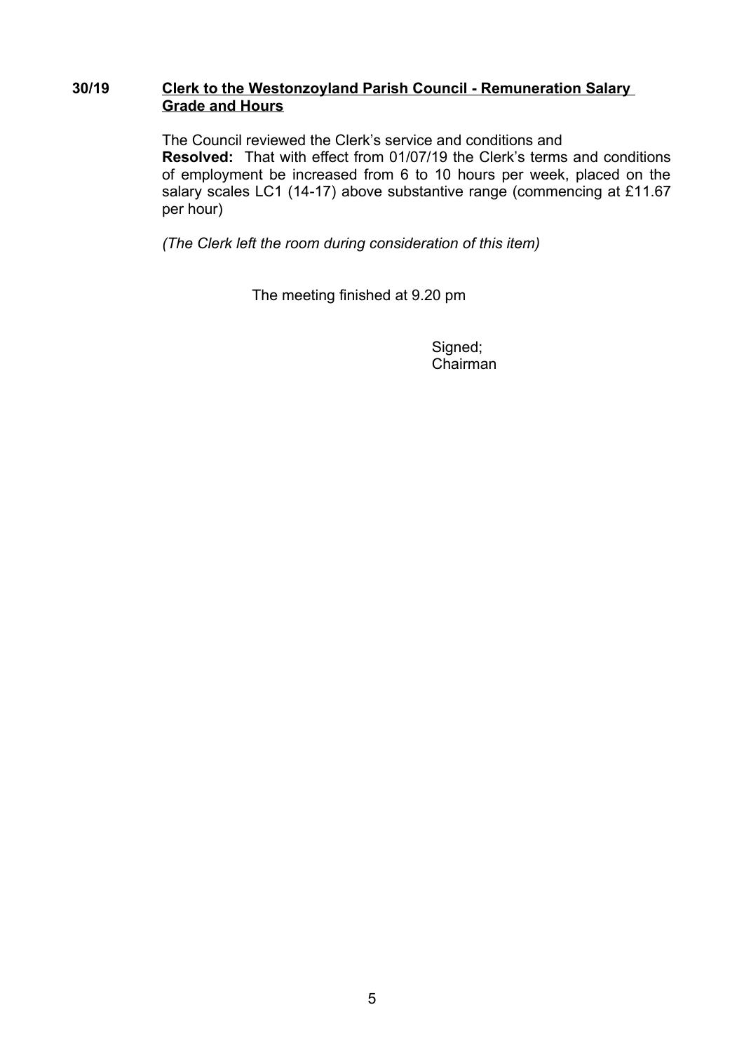**30/19 Clerk to the Westonzoyland Parish Council - Remuneration Salary Grade and Hours**

The Council reviewed the Clerk's service and conditions and
**Resolved:** That with effect from 01/07/19 the Clerk's terms and conditions of employment be increased from 6 to 10 hours per week, placed on the salary scales LC1 (14-17) above substantive range (commencing at £11.67 per hour)

*(The Clerk left the room during consideration of this item)*

The meeting finished at 9.20 pm

Signed;
Chairman